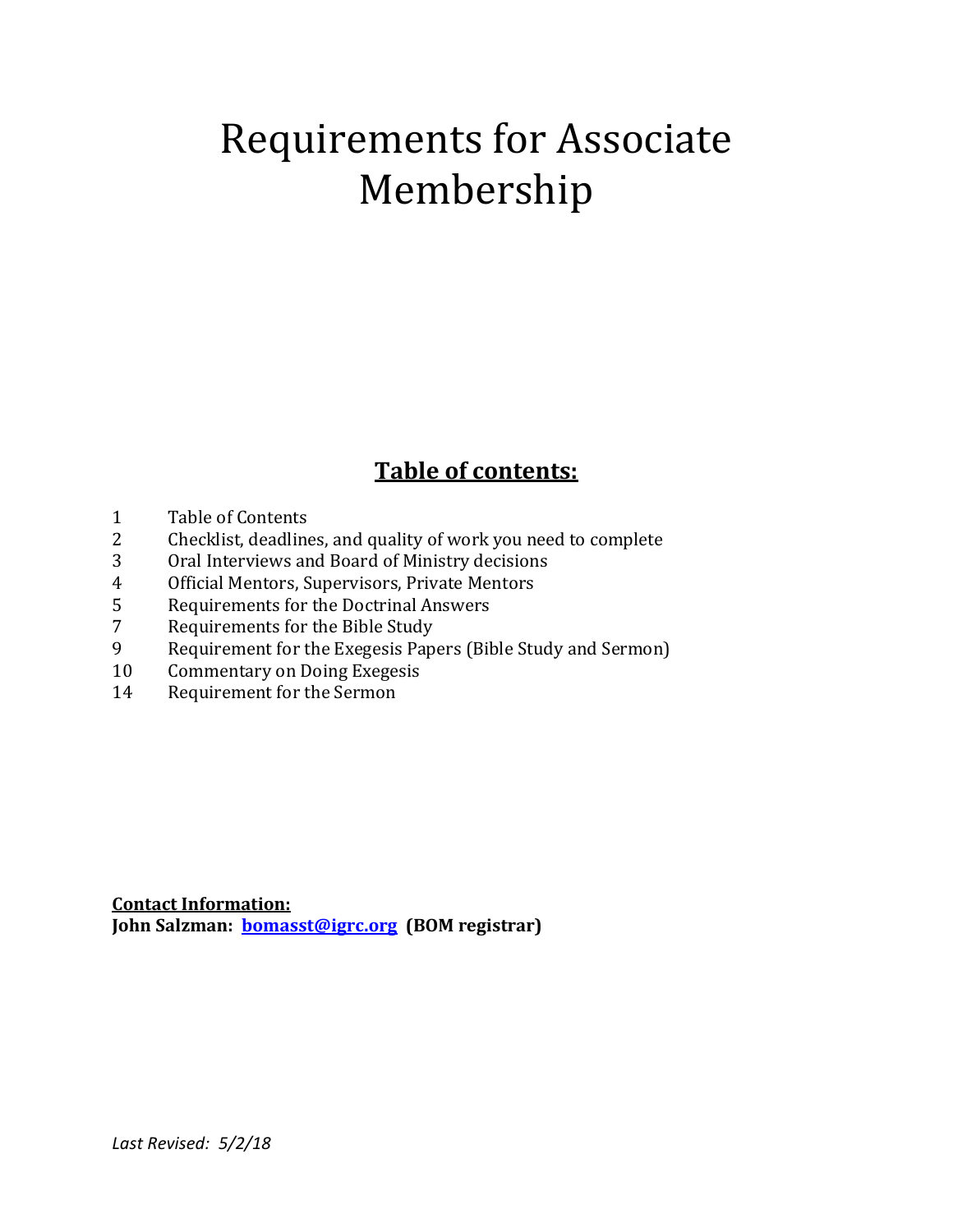# Requirements for Associate Membership

## Table of contents:

| | |
|---|---|
| 1 | Table of Contents |
| 2 | Checklist, deadlines, and quality of work you need to complete |
| 3 | Oral Interviews and Board of Ministry decisions |
| 4 | Official Mentors, Supervisors, Private Mentors |
| 5 | Requirements for the Doctrinal Answers |
| 7 | Requirements for the Bible Study |
| 9 | Requirement for the Exegesis Papers (Bible Study and Sermon) |
| 10 | Commentary on Doing Exegesis |
| 14 | Requirement for the Sermon |

**Contact Information:**
**John Salzman: [bomasst@igrc.org](mailto:bomasst@igrc.org) (BOM registrar)**

*Last Revised: 5/2/18*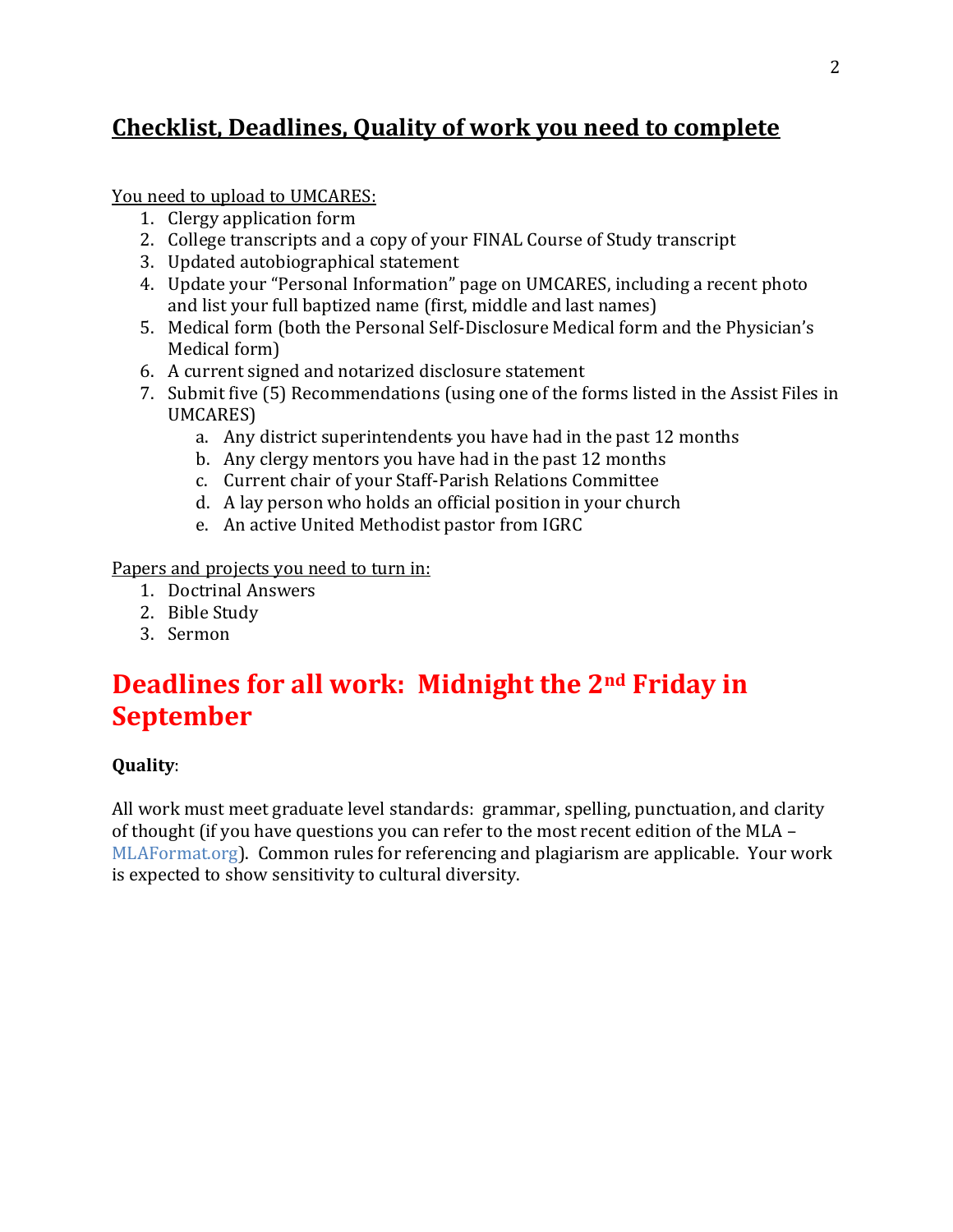## Checklist, Deadlines, Quality of work you need to complete

You need to upload to UMCARES:

1. Clergy application form
2. College transcripts and a copy of your FINAL Course of Study transcript
3. Updated autobiographical statement
4. Update your "Personal Information" page on UMCARES, including a recent photo and list your full baptized name (first, middle and last names)
5. Medical form (both the Personal Self-Disclosure Medical form and the Physician's Medical form)
6. A current signed and notarized disclosure statement
7. Submit five (5) Recommendations (using one of the forms listed in the Assist Files in UMCARES)
   a. Any district superintendents you have had in the past 12 months
   b. Any clergy mentors you have had in the past 12 months
   c. Current chair of your Staff-Parish Relations Committee
   d. A lay person who holds an official position in your church
   e. An active United Methodist pastor from IGRC

Papers and projects you need to turn in:

1. Doctrinal Answers
2. Bible Study
3. Sermon

# Deadlines for all work: Midnight the 2nd Friday in September

**Quality**:

All work must meet graduate level standards: grammar, spelling, punctuation, and clarity of thought (if you have questions you can refer to the most recent edition of the MLA – MLAFormat.org). Common rules for referencing and plagiarism are applicable. Your work is expected to show sensitivity to cultural diversity.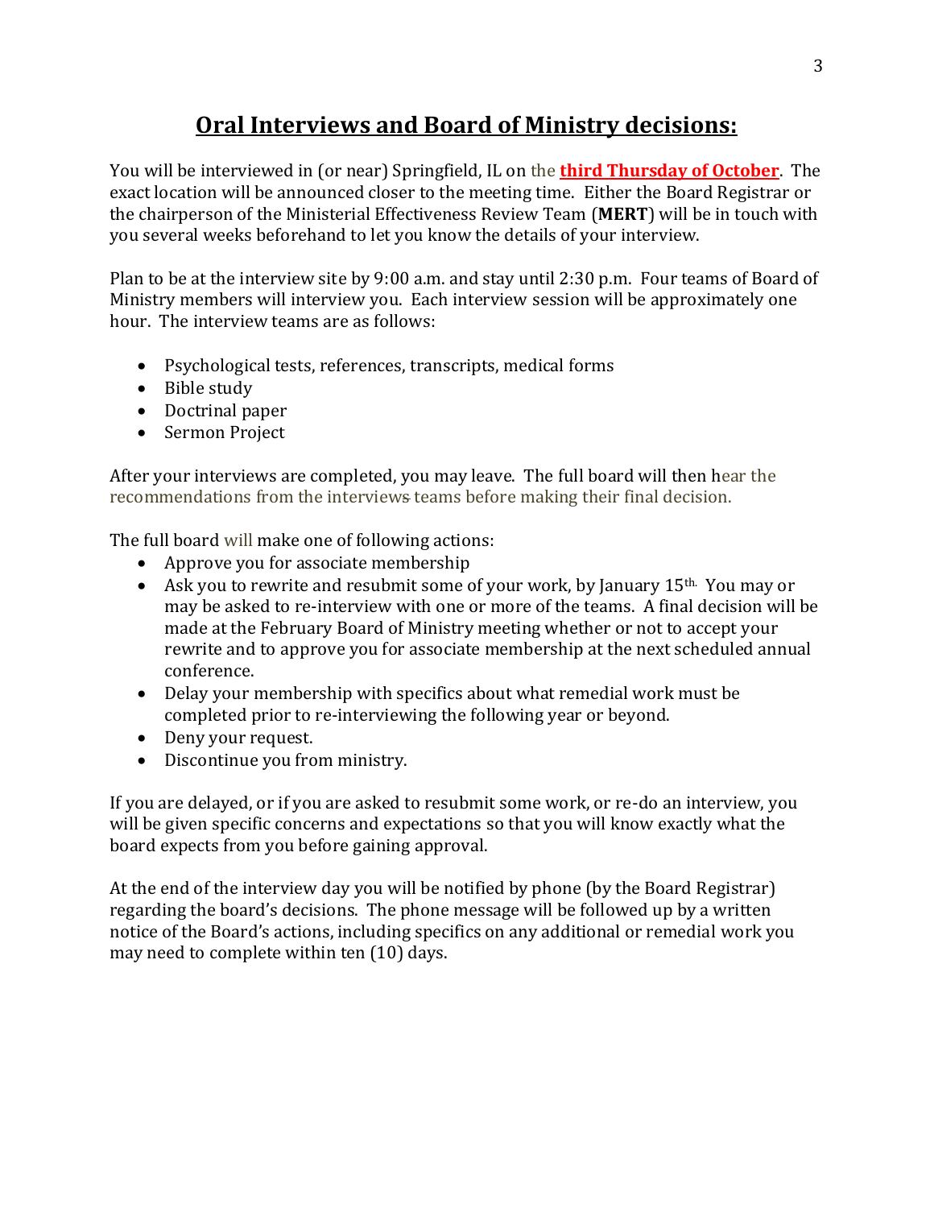## **Oral Interviews and Board of Ministry decisions:**

You will be interviewed in (or near) Springfield, IL on the **third Thursday of October**. The exact location will be announced closer to the meeting time. Either the Board Registrar or the chairperson of the Ministerial Effectiveness Review Team (**MERT**) will be in touch with you several weeks beforehand to let you know the details of your interview.

Plan to be at the interview site by 9:00 a.m. and stay until 2:30 p.m. Four teams of Board of Ministry members will interview you. Each interview session will be approximately one hour. The interview teams are as follows:

- Psychological tests, references, transcripts, medical forms
- Bible study
- Doctrinal paper
- Sermon Project

After your interviews are completed, you may leave. The full board will then hear the recommendations from the interviews teams before making their final decision.

The full board will make one of following actions:

- Approve you for associate membership
- Ask you to rewrite and resubmit some of your work, by January 15th. You may or may be asked to re-interview with one or more of the teams. A final decision will be made at the February Board of Ministry meeting whether or not to accept your rewrite and to approve you for associate membership at the next scheduled annual conference.
- Delay your membership with specifics about what remedial work must be completed prior to re-interviewing the following year or beyond.
- Deny your request.
- Discontinue you from ministry.

If you are delayed, or if you are asked to resubmit some work, or re-do an interview, you will be given specific concerns and expectations so that you will know exactly what the board expects from you before gaining approval.

At the end of the interview day you will be notified by phone (by the Board Registrar) regarding the board's decisions. The phone message will be followed up by a written notice of the Board's actions, including specifics on any additional or remedial work you may need to complete within ten (10) days.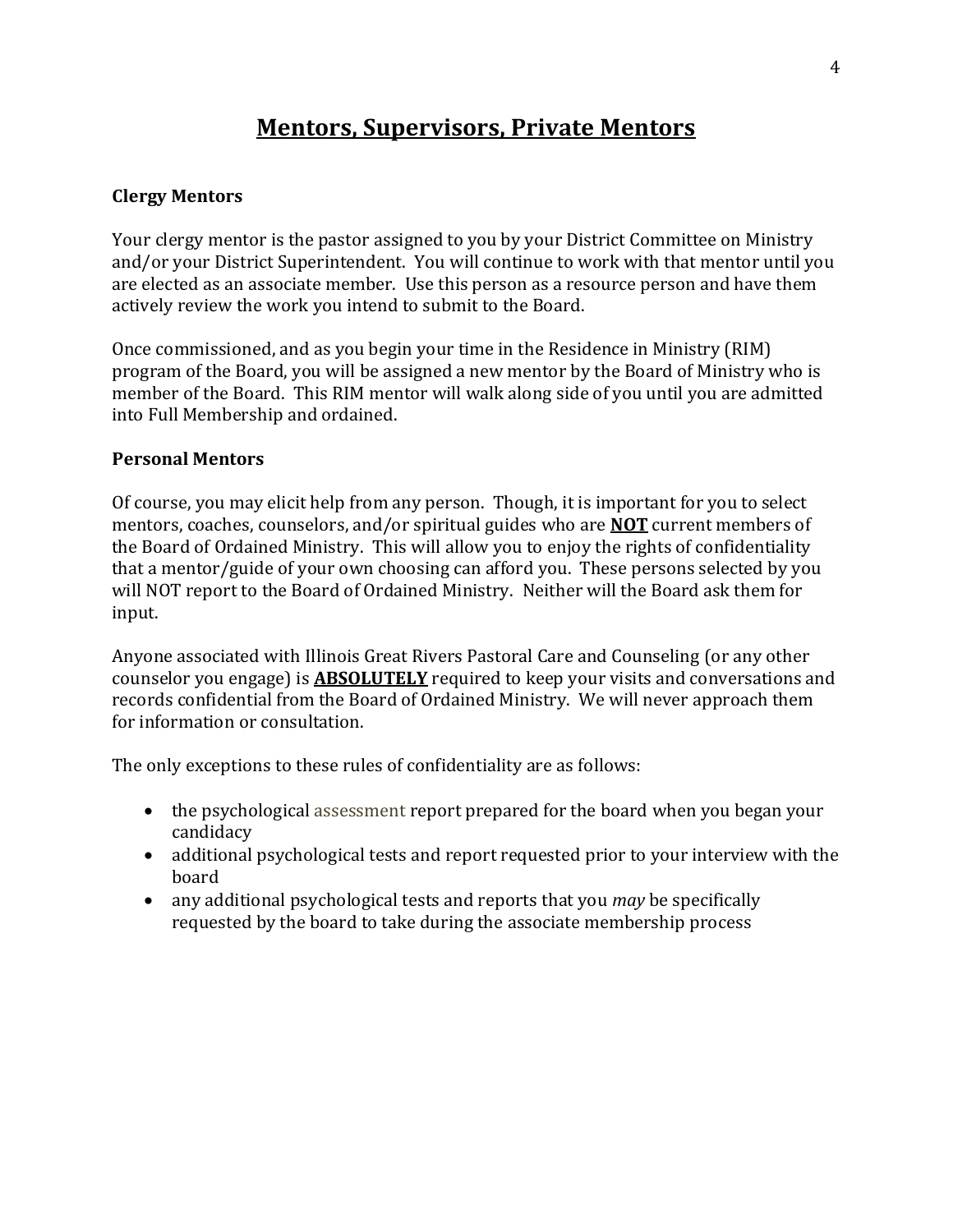# <u>Mentors, Supervisors, Private Mentors</u>

### Clergy Mentors

Your clergy mentor is the pastor assigned to you by your District Committee on Ministry and/or your District Superintendent. You will continue to work with that mentor until you are elected as an associate member. Use this person as a resource person and have them actively review the work you intend to submit to the Board.

Once commissioned, and as you begin your time in the Residence in Ministry (RIM) program of the Board, you will be assigned a new mentor by the Board of Ministry who is member of the Board. This RIM mentor will walk along side of you until you are admitted into Full Membership and ordained.

### Personal Mentors

Of course, you may elicit help from any person. Though, it is important for you to select mentors, coaches, counselors, and/or spiritual guides who are **<u>NOT</u>** current members of the Board of Ordained Ministry. This will allow you to enjoy the rights of confidentiality that a mentor/guide of your own choosing can afford you. These persons selected by you will NOT report to the Board of Ordained Ministry. Neither will the Board ask them for input.

Anyone associated with Illinois Great Rivers Pastoral Care and Counseling (or any other counselor you engage) is **<u>ABSOLUTELY</u>** required to keep your visits and conversations and records confidential from the Board of Ordained Ministry. We will never approach them for information or consultation.

The only exceptions to these rules of confidentiality are as follows:

- the psychological assessment report prepared for the board when you began your candidacy
- additional psychological tests and report requested prior to your interview with the board
- any additional psychological tests and reports that you *may* be specifically requested by the board to take during the associate membership process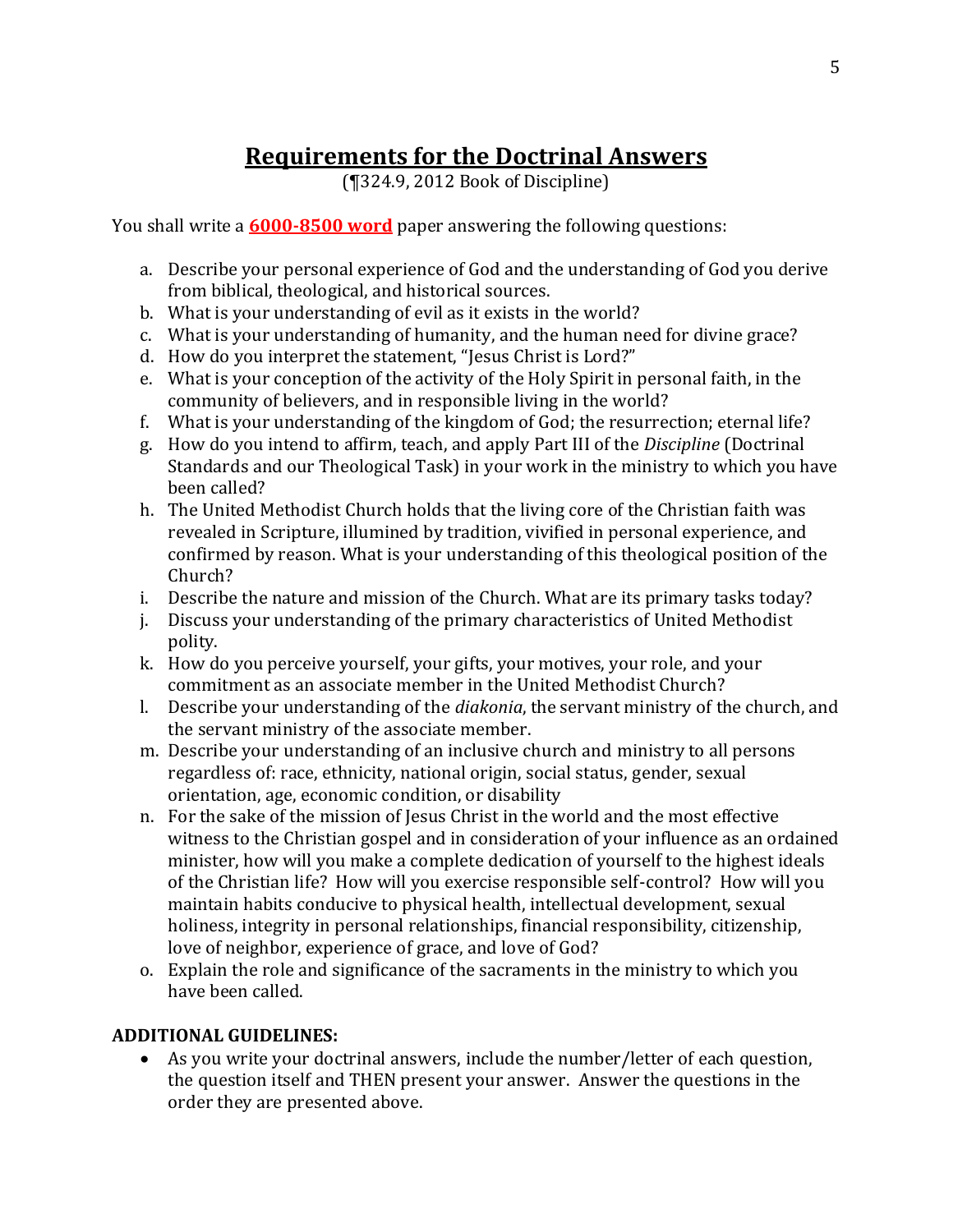# Requirements for the Doctrinal Answers

(¶324.9, 2012 Book of Discipline)

You shall write a **6000-8500 word** paper answering the following questions:

a. Describe your personal experience of God and the understanding of God you derive from biblical, theological, and historical sources.
b. What is your understanding of evil as it exists in the world?
c. What is your understanding of humanity, and the human need for divine grace?
d. How do you interpret the statement, "Jesus Christ is Lord?"
e. What is your conception of the activity of the Holy Spirit in personal faith, in the community of believers, and in responsible living in the world?
f. What is your understanding of the kingdom of God; the resurrection; eternal life?
g. How do you intend to affirm, teach, and apply Part III of the *Discipline* (Doctrinal Standards and our Theological Task) in your work in the ministry to which you have been called?
h. The United Methodist Church holds that the living core of the Christian faith was revealed in Scripture, illumined by tradition, vivified in personal experience, and confirmed by reason. What is your understanding of this theological position of the Church?
i. Describe the nature and mission of the Church. What are its primary tasks today?
j. Discuss your understanding of the primary characteristics of United Methodist polity.
k. How do you perceive yourself, your gifts, your motives, your role, and your commitment as an associate member in the United Methodist Church?
l. Describe your understanding of the *diakonia*, the servant ministry of the church, and the servant ministry of the associate member.
m. Describe your understanding of an inclusive church and ministry to all persons regardless of: race, ethnicity, national origin, social status, gender, sexual orientation, age, economic condition, or disability
n. For the sake of the mission of Jesus Christ in the world and the most effective witness to the Christian gospel and in consideration of your influence as an ordained minister, how will you make a complete dedication of yourself to the highest ideals of the Christian life? How will you exercise responsible self-control? How will you maintain habits conducive to physical health, intellectual development, sexual holiness, integrity in personal relationships, financial responsibility, citizenship, love of neighbor, experience of grace, and love of God?
o. Explain the role and significance of the sacraments in the ministry to which you have been called.

**ADDITIONAL GUIDELINES:**

- As you write your doctrinal answers, include the number/letter of each question, the question itself and THEN present your answer. Answer the questions in the order they are presented above.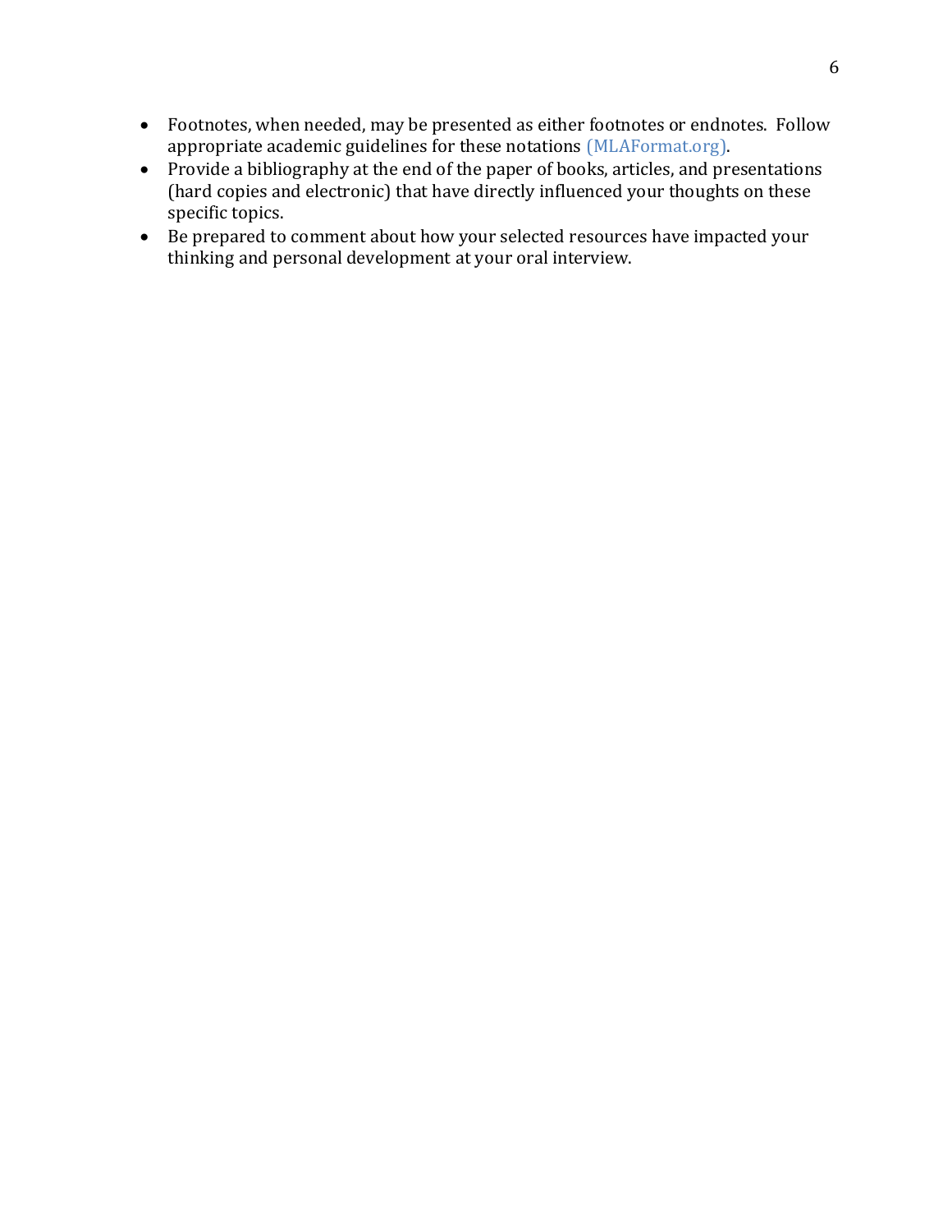- Footnotes, when needed, may be presented as either footnotes or endnotes. Follow appropriate academic guidelines for these notations (MLAFormat.org).
- Provide a bibliography at the end of the paper of books, articles, and presentations (hard copies and electronic) that have directly influenced your thoughts on these specific topics.
- Be prepared to comment about how your selected resources have impacted your thinking and personal development at your oral interview.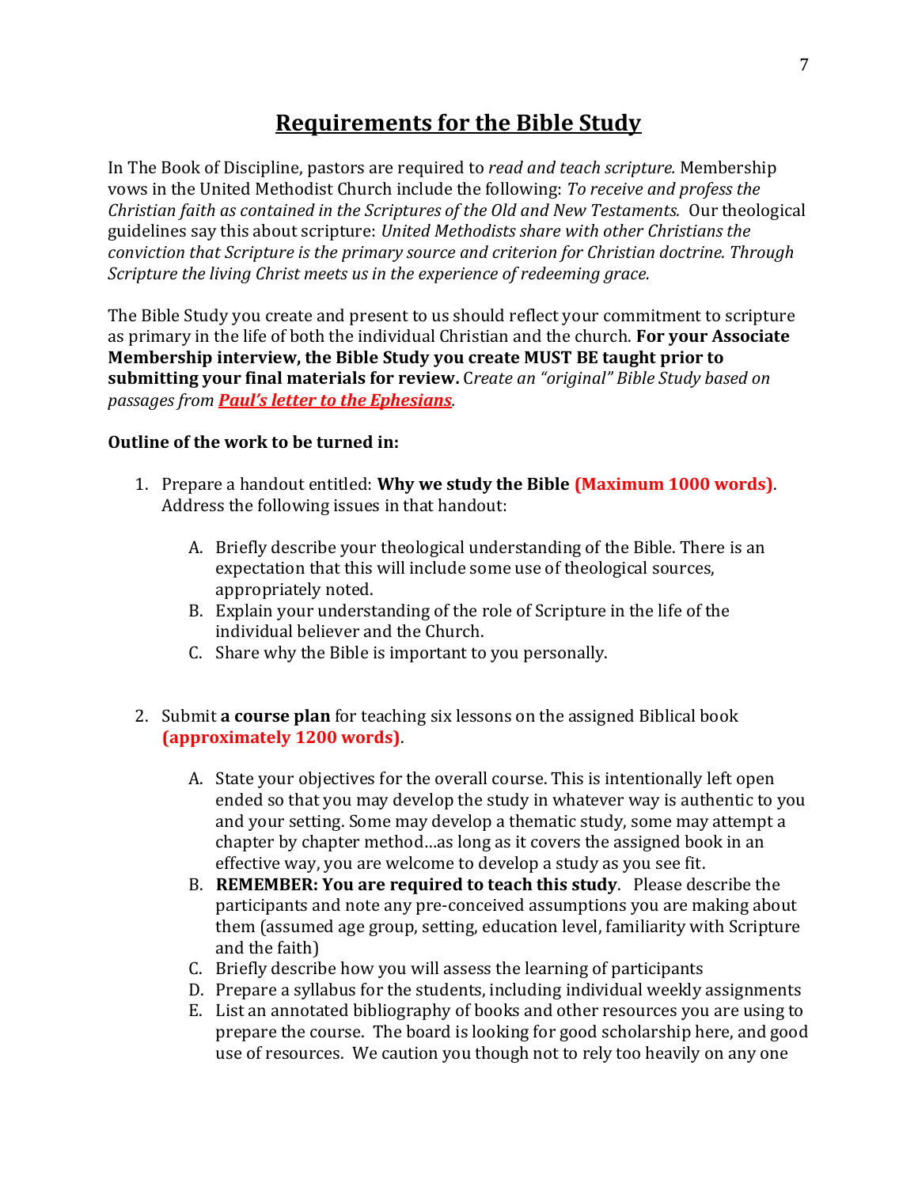# Requirements for the Bible Study

In The Book of Discipline, pastors are required to *read and teach scripture.* Membership vows in the United Methodist Church include the following: *To receive and profess the Christian faith as contained in the Scriptures of the Old and New Testaments.* Our theological guidelines say this about scripture: *United Methodists share with other Christians the conviction that Scripture is the primary source and criterion for Christian doctrine. Through Scripture the living Christ meets us in the experience of redeeming grace.*

The Bible Study you create and present to us should reflect your commitment to scripture as primary in the life of both the individual Christian and the church. **For your Associate Membership interview, the Bible Study you create MUST BE taught prior to submitting your final materials for review.** C*reate an "original" Bible Study based on passages from **Paul's letter to the Ephesians**.*

**Outline of the work to be turned in:**

1. Prepare a handout entitled: **Why we study the Bible (Maximum 1000 words)**. Address the following issues in that handout:

   A. Briefly describe your theological understanding of the Bible. There is an expectation that this will include some use of theological sources, appropriately noted.
   B. Explain your understanding of the role of Scripture in the life of the individual believer and the Church.
   C. Share why the Bible is important to you personally.

2. Submit **a course plan** for teaching six lessons on the assigned Biblical book **(approximately 1200 words)**.

   A. State your objectives for the overall course. This is intentionally left open ended so that you may develop the study in whatever way is authentic to you and your setting. Some may develop a thematic study, some may attempt a chapter by chapter method…as long as it covers the assigned book in an effective way, you are welcome to develop a study as you see fit.
   B. **REMEMBER: You are required to teach this study**. Please describe the participants and note any pre-conceived assumptions you are making about them (assumed age group, setting, education level, familiarity with Scripture and the faith)
   C. Briefly describe how you will assess the learning of participants
   D. Prepare a syllabus for the students, including individual weekly assignments
   E. List an annotated bibliography of books and other resources you are using to prepare the course. The board is looking for good scholarship here, and good use of resources. We caution you though not to rely too heavily on any one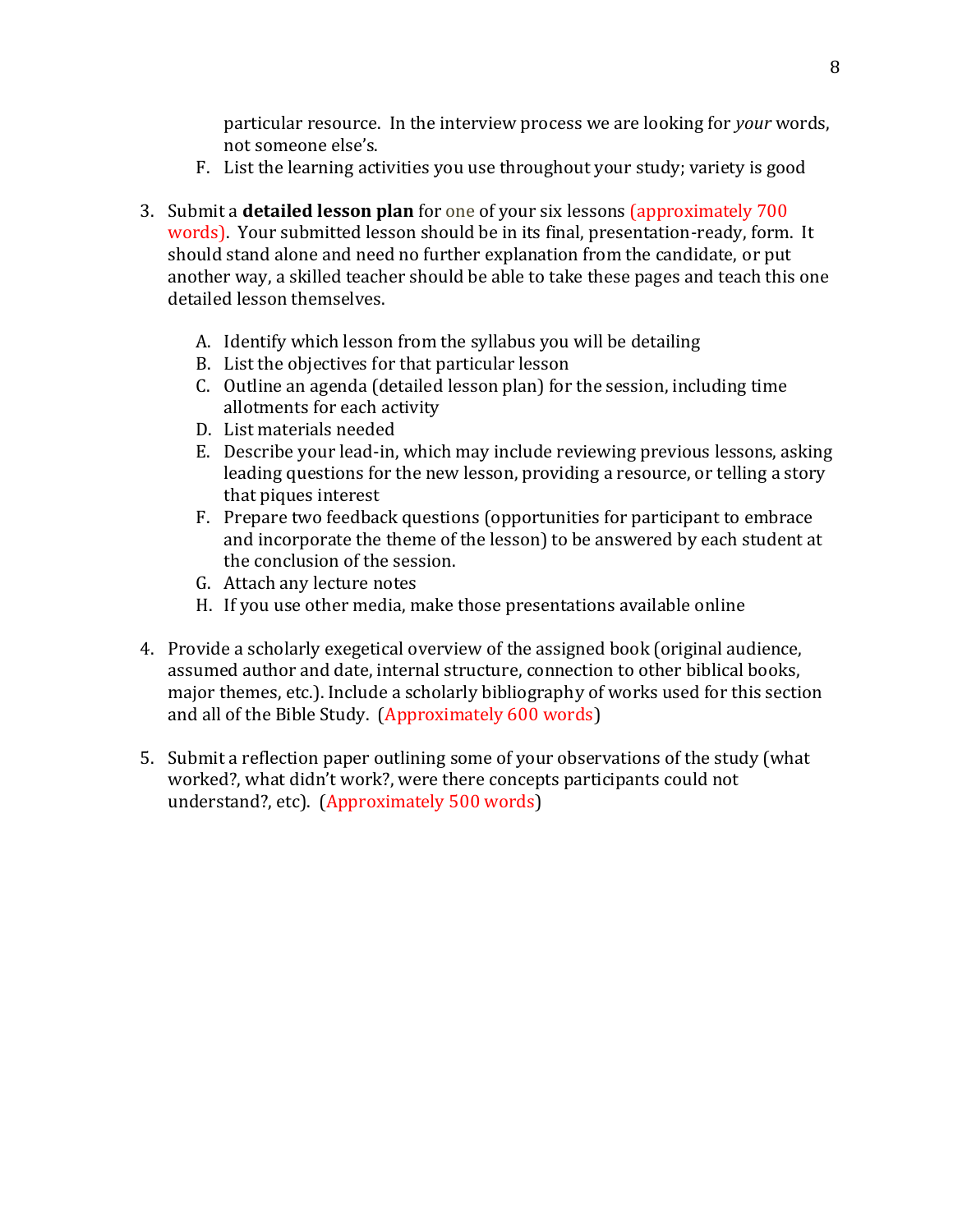particular resource. In the interview process we are looking for *your* words, not someone else's.

F. List the learning activities you use throughout your study; variety is good

3. Submit a **detailed lesson plan** for one of your six lessons (approximately 700 words). Your submitted lesson should be in its final, presentation-ready, form. It should stand alone and need no further explanation from the candidate, or put another way, a skilled teacher should be able to take these pages and teach this one detailed lesson themselves.

    A. Identify which lesson from the syllabus you will be detailing
    B. List the objectives for that particular lesson
    C. Outline an agenda (detailed lesson plan) for the session, including time allotments for each activity
    D. List materials needed
    E. Describe your lead-in, which may include reviewing previous lessons, asking leading questions for the new lesson, providing a resource, or telling a story that piques interest
    F. Prepare two feedback questions (opportunities for participant to embrace and incorporate the theme of the lesson) to be answered by each student at the conclusion of the session.
    G. Attach any lecture notes
    H. If you use other media, make those presentations available online

4. Provide a scholarly exegetical overview of the assigned book (original audience, assumed author and date, internal structure, connection to other biblical books, major themes, etc.). Include a scholarly bibliography of works used for this section and all of the Bible Study. (Approximately 600 words)

5. Submit a reflection paper outlining some of your observations of the study (what worked?, what didn't work?, were there concepts participants could not understand?, etc). (Approximately 500 words)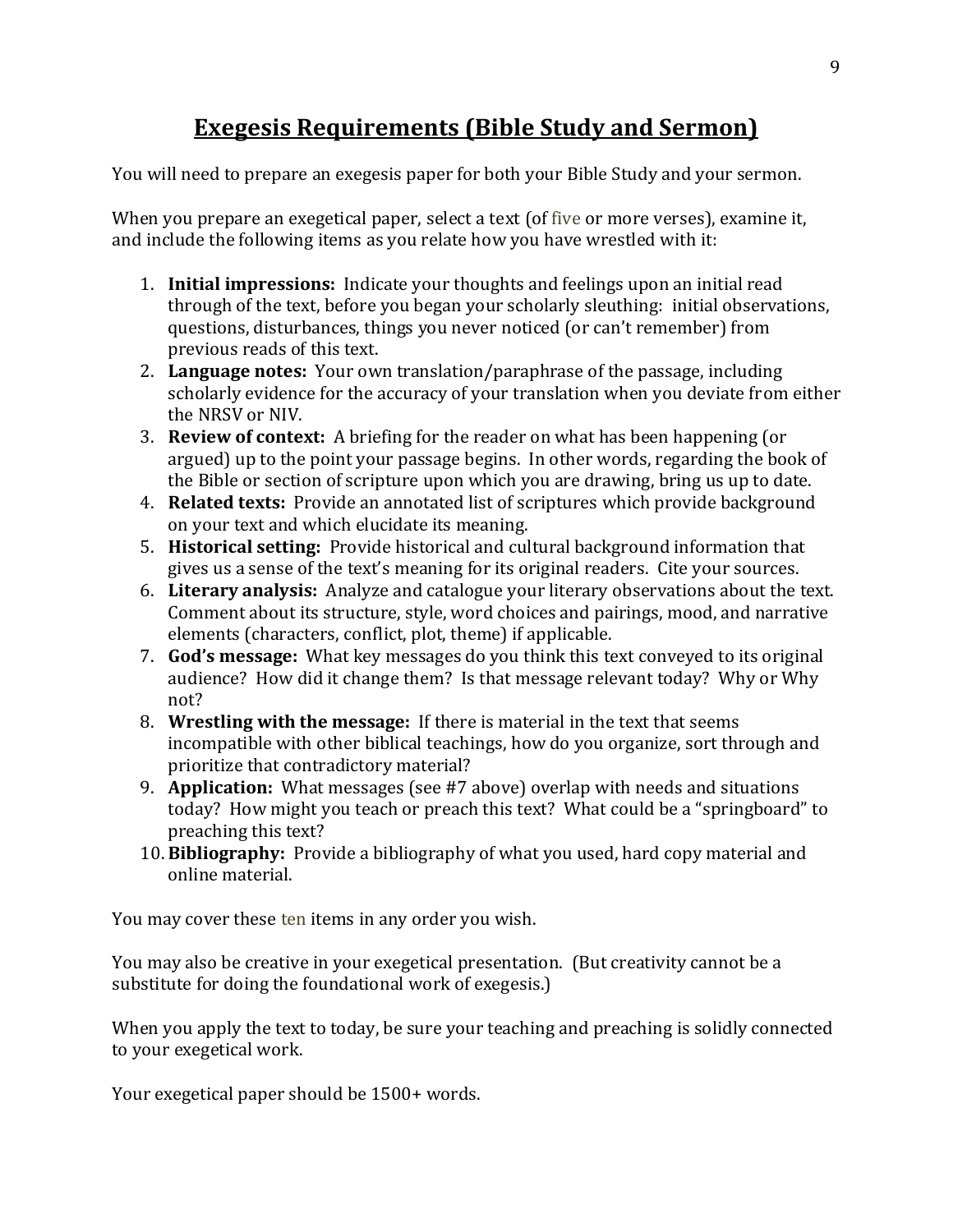# Exegesis Requirements (Bible Study and Sermon)

You will need to prepare an exegesis paper for both your Bible Study and your sermon.

When you prepare an exegetical paper, select a text (of five or more verses), examine it, and include the following items as you relate how you have wrestled with it:

1. **Initial impressions:** Indicate your thoughts and feelings upon an initial read through of the text, before you began your scholarly sleuthing: initial observations, questions, disturbances, things you never noticed (or can't remember) from previous reads of this text.
2. **Language notes:** Your own translation/paraphrase of the passage, including scholarly evidence for the accuracy of your translation when you deviate from either the NRSV or NIV.
3. **Review of context:** A briefing for the reader on what has been happening (or argued) up to the point your passage begins. In other words, regarding the book of the Bible or section of scripture upon which you are drawing, bring us up to date.
4. **Related texts:** Provide an annotated list of scriptures which provide background on your text and which elucidate its meaning.
5. **Historical setting:** Provide historical and cultural background information that gives us a sense of the text's meaning for its original readers. Cite your sources.
6. **Literary analysis:** Analyze and catalogue your literary observations about the text. Comment about its structure, style, word choices and pairings, mood, and narrative elements (characters, conflict, plot, theme) if applicable.
7. **God's message:** What key messages do you think this text conveyed to its original audience? How did it change them? Is that message relevant today? Why or Why not?
8. **Wrestling with the message:** If there is material in the text that seems incompatible with other biblical teachings, how do you organize, sort through and prioritize that contradictory material?
9. **Application:** What messages (see #7 above) overlap with needs and situations today? How might you teach or preach this text? What could be a "springboard" to preaching this text?
10. **Bibliography:** Provide a bibliography of what you used, hard copy material and online material.

You may cover these ten items in any order you wish.

You may also be creative in your exegetical presentation. (But creativity cannot be a substitute for doing the foundational work of exegesis.)

When you apply the text to today, be sure your teaching and preaching is solidly connected to your exegetical work.

Your exegetical paper should be 1500+ words.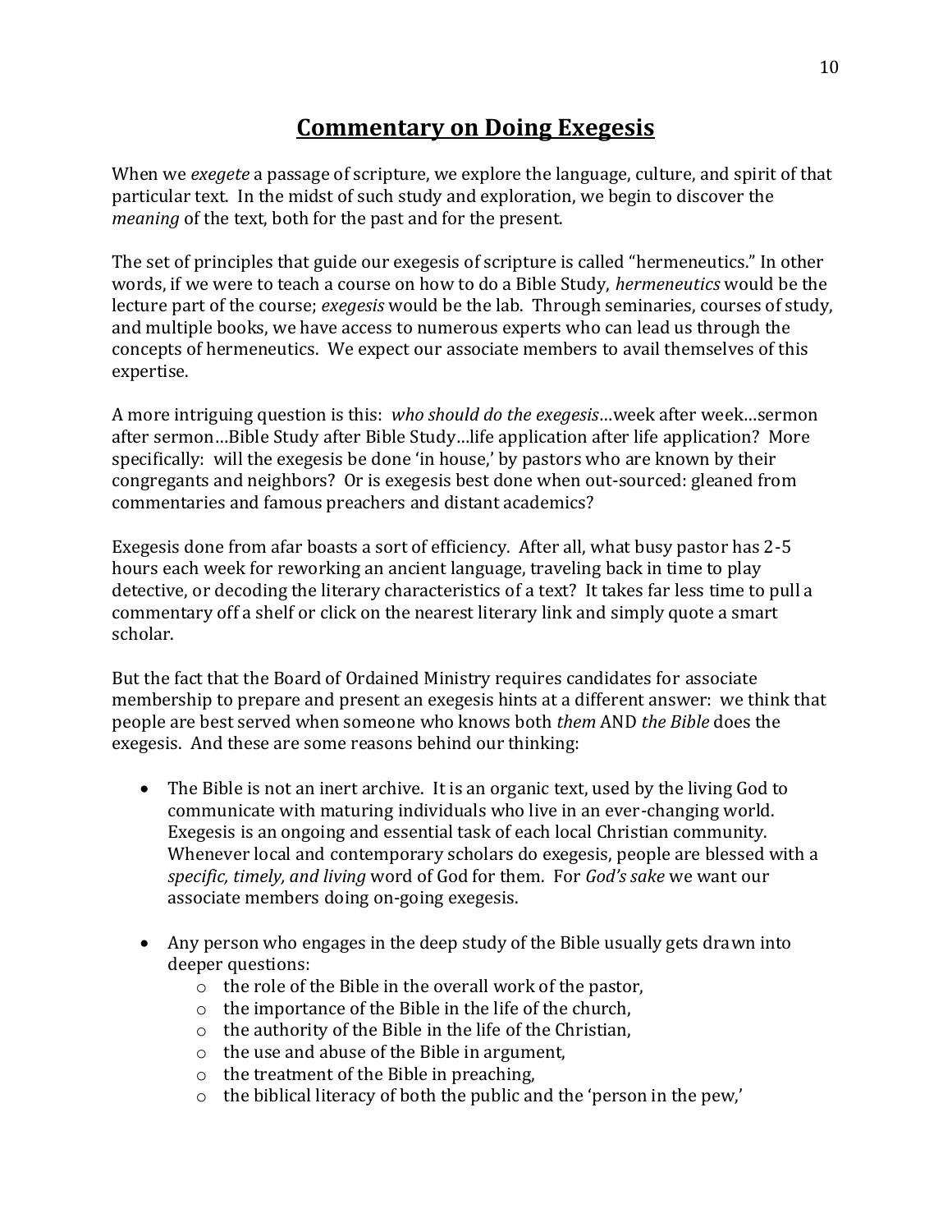# Commentary on Doing Exegesis

When we *exegete* a passage of scripture, we explore the language, culture, and spirit of that particular text. In the midst of such study and exploration, we begin to discover the *meaning* of the text, both for the past and for the present.

The set of principles that guide our exegesis of scripture is called "hermeneutics." In other words, if we were to teach a course on how to do a Bible Study, *hermeneutics* would be the lecture part of the course; *exegesis* would be the lab. Through seminaries, courses of study, and multiple books, we have access to numerous experts who can lead us through the concepts of hermeneutics. We expect our associate members to avail themselves of this expertise.

A more intriguing question is this: *who should do the exegesis*…week after week…sermon after sermon…Bible Study after Bible Study…life application after life application? More specifically: will the exegesis be done 'in house,' by pastors who are known by their congregants and neighbors? Or is exegesis best done when out-sourced: gleaned from commentaries and famous preachers and distant academics?

Exegesis done from afar boasts a sort of efficiency. After all, what busy pastor has 2-5 hours each week for reworking an ancient language, traveling back in time to play detective, or decoding the literary characteristics of a text? It takes far less time to pull a commentary off a shelf or click on the nearest literary link and simply quote a smart scholar.

But the fact that the Board of Ordained Ministry requires candidates for associate membership to prepare and present an exegesis hints at a different answer: we think that people are best served when someone who knows both *them* AND *the Bible* does the exegesis. And these are some reasons behind our thinking:

- The Bible is not an inert archive. It is an organic text, used by the living God to communicate with maturing individuals who live in an ever-changing world. Exegesis is an ongoing and essential task of each local Christian community. Whenever local and contemporary scholars do exegesis, people are blessed with a *specific, timely, and living* word of God for them. For *God's sake* we want our associate members doing on-going exegesis.

- Any person who engages in the deep study of the Bible usually gets drawn into deeper questions:
    - the role of the Bible in the overall work of the pastor,
    - the importance of the Bible in the life of the church,
    - the authority of the Bible in the life of the Christian,
    - the use and abuse of the Bible in argument,
    - the treatment of the Bible in preaching,
    - the biblical literacy of both the public and the 'person in the pew,'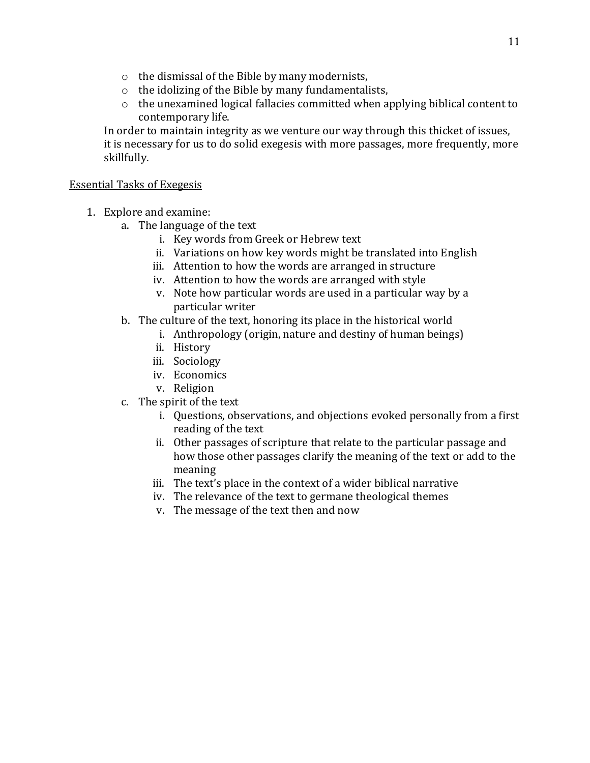- the dismissal of the Bible by many modernists,
- the idolizing of the Bible by many fundamentalists,
- the unexamined logical fallacies committed when applying biblical content to contemporary life.

In order to maintain integrity as we venture our way through this thicket of issues, it is necessary for us to solid exegesis with more passages, more frequently, more skillfully.

<u>Essential Tasks of Exegesis</u>

1. Explore and examine:
   a. The language of the text
      i. Key words from Greek or Hebrew text
      ii. Variations on how key words might be translated into English
      iii. Attention to how the words are arranged in structure
      iv. Attention to how the words are arranged with style
      v. Note how particular words are used in a particular way by a particular writer
   b. The culture of the text, honoring its place in the historical world
      i. Anthropology (origin, nature and destiny of human beings)
      ii. History
      iii. Sociology
      iv. Economics
      v. Religion
   c. The spirit of the text
      i. Questions, observations, and objections evoked personally from a first reading of the text
      ii. Other passages of scripture that relate to the particular passage and how those other passages clarify the meaning of the text or add to the meaning
      iii. The text's place in the context of a wider biblical narrative
      iv. The relevance of the text to germane theological themes
      v. The message of the text then and now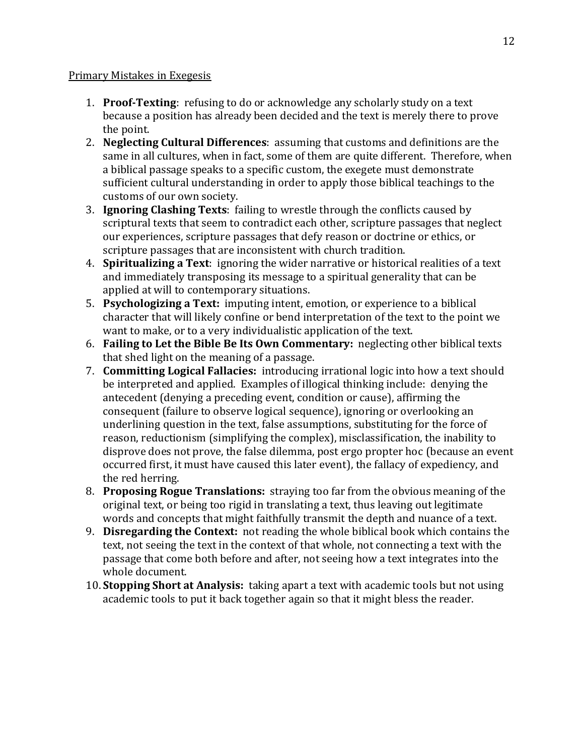Primary Mistakes in Exegesis

1. **Proof-Texting**: refusing to do or acknowledge any scholarly study on a text because a position has already been decided and the text is merely there to prove the point.
2. **Neglecting Cultural Differences**: assuming that customs and definitions are the same in all cultures, when in fact, some of them are quite different. Therefore, when a biblical passage speaks to a specific custom, the exegete must demonstrate sufficient cultural understanding in order to apply those biblical teachings to the customs of our own society.
3. **Ignoring Clashing Texts**: failing to wrestle through the conflicts caused by scriptural texts that seem to contradict each other, scripture passages that neglect our experiences, scripture passages that defy reason or doctrine or ethics, or scripture passages that are inconsistent with church tradition.
4. **Spiritualizing a Text**: ignoring the wider narrative or historical realities of a text and immediately transposing its message to a spiritual generality that can be applied at will to contemporary situations.
5. **Psychologizing a Text:** imputing intent, emotion, or experience to a biblical character that will likely confine or bend interpretation of the text to the point we want to make, or to a very individualistic application of the text.
6. **Failing to Let the Bible Be Its Own Commentary:** neglecting other biblical texts that shed light on the meaning of a passage.
7. **Committing Logical Fallacies:** introducing irrational logic into how a text should be interpreted and applied. Examples of illogical thinking include: denying the antecedent (denying a preceding event, condition or cause), affirming the consequent (failure to observe logical sequence), ignoring or overlooking an underlining question in the text, false assumptions, substituting for the force of reason, reductionism (simplifying the complex), misclassification, the inability to disprove does not prove, the false dilemma, post ergo propter hoc (because an event occurred first, it must have caused this later event), the fallacy of expediency, and the red herring.
8. **Proposing Rogue Translations:** straying too far from the obvious meaning of the original text, or being too rigid in translating a text, thus leaving out legitimate words and concepts that might faithfully transmit the depth and nuance of a text.
9. **Disregarding the Context:** not reading the whole biblical book which contains the text, not seeing the text in the context of that whole, not connecting a text with the passage that come both before and after, not seeing how a text integrates into the whole document.
10. **Stopping Short at Analysis:** taking apart a text with academic tools but not using academic tools to put it back together again so that it might bless the reader.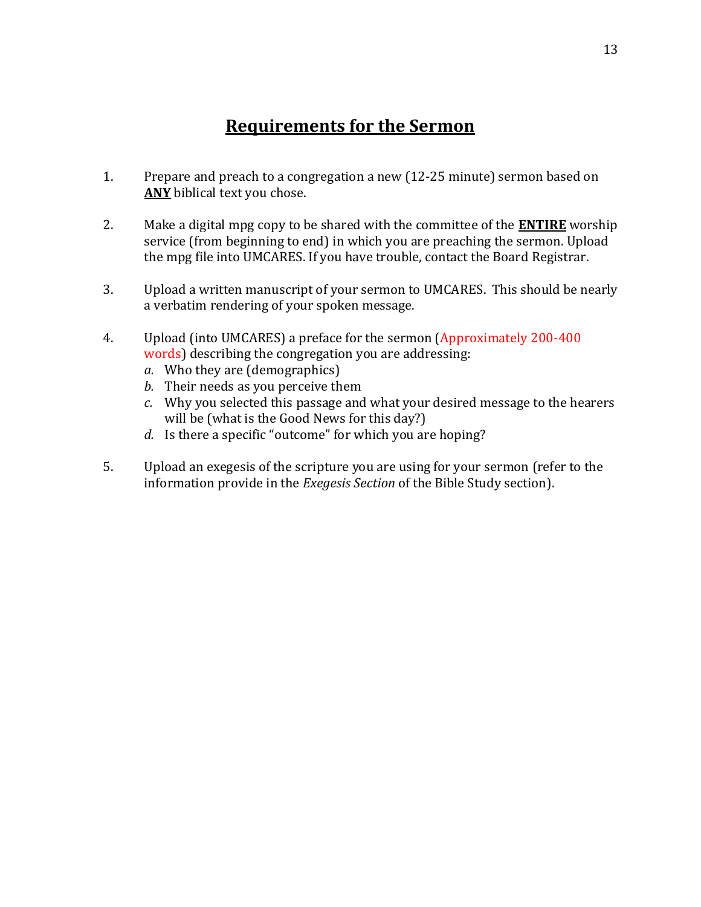# **Requirements for the Sermon**

1. Prepare and preach to a congregation a new (12-25 minute) sermon based on **ANY** biblical text you chose.

2. Make a digital mpg copy to be shared with the committee of the **ENTIRE** worship service (from beginning to end) in which you are preaching the sermon. Upload the mpg file into UMCARES. If you have trouble, contact the Board Registrar.

3. Upload a written manuscript of your sermon to UMCARES. This should be nearly a verbatim rendering of your spoken message.

4. Upload (into UMCARES) a preface for the sermon (Approximately 200-400 words) describing the congregation you are addressing:
   *a.* Who they are (demographics)
   *b.* Their needs as you perceive them
   *c.* Why you selected this passage and what your desired message to the hearers will be (what is the Good News for this day?)
   *d.* Is there a specific "outcome" for which you are hoping?

5. Upload an exegesis of the scripture you are using for your sermon (refer to the information provide in the *Exegesis Section* of the Bible Study section).